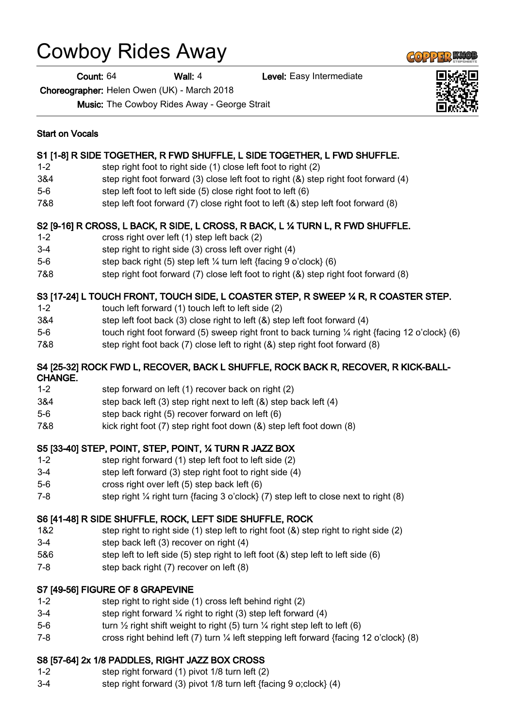# Cowboy Rides Away

**Count:** 64 **Wall:** 4 **Level:** Easy Intermediate

**Choreographer:** Helen Owen (UK) - March 2018

**Music:** The Cowboy Rides Away - George Strait

**Start on Vocals**

**S1 [1-8] R SIDE TOGETHER, R FWD SHUFFLE, L SIDE TOGETHER, L FWD SHUFFLE.**

| | |
|---|---|
| 1-2 | step right foot to right side (1) close left foot to right (2) |
| 3&4 | step right foot forward (3) close left foot to right (&) step right foot forward (4) |
| 5-6 | step left foot to left side (5) close right foot to left (6) |
| 7&8 | step left foot forward (7) close right foot to left (&) step left foot forward (8) |

**S2 [9-16] R CROSS, L BACK, R SIDE, L CROSS, R BACK, L ¼ TURN L, R FWD SHUFFLE.**

| | |
|---|---|
| 1-2 | cross right over left (1) step left back (2) |
| 3-4 | step right to right side (3) cross left over right (4) |
| 5-6 | step back right (5) step left ¼ turn left {facing 9 o'clock} (6) |
| 7&8 | step right foot forward (7) close left foot to right (&) step right foot forward (8) |

**S3 [17-24] L TOUCH FRONT, TOUCH SIDE, L COASTER STEP, R SWEEP ¼ R, R COASTER STEP.**

| | |
|---|---|
| 1-2 | touch left forward (1) touch left to left side (2) |
| 3&4 | step left foot back (3) close right to left (&) step left foot forward (4) |
| 5-6 | touch right foot forward (5) sweep right front to back turning ¼ right {facing 12 o'clock} (6) |
| 7&8 | step right foot back (7) close left to right (&) step right foot forward (8) |

**S4 [25-32] ROCK FWD L, RECOVER, BACK L SHUFFLE, ROCK BACK R, RECOVER, R KICK-BALL-CHANGE.**

| | |
|---|---|
| 1-2 | step forward on left (1) recover back on right (2) |
| 3&4 | step back left (3) step right next to left (&) step back left (4) |
| 5-6 | step back right (5) recover forward on left (6) |
| 7&8 | kick right foot (7) step right foot down (&) step left foot down (8) |

**S5 [33-40] STEP, POINT, STEP, POINT, ¼ TURN R JAZZ BOX**

| | |
|---|---|
| 1-2 | step right forward (1) step left foot to left side (2) |
| 3-4 | step left forward (3) step right foot to right side (4) |
| 5-6 | cross right over left (5) step back left (6) |
| 7-8 | step right ¼ right turn {facing 3 o'clock} (7) step left to close next to right (8) |

**S6 [41-48] R SIDE SHUFFLE, ROCK, LEFT SIDE SHUFFLE, ROCK**

| | |
|---|---|
| 1&2 | step right to right side (1) step left to right foot (&) step right to right side (2) |
| 3-4 | step back left (3) recover on right (4) |
| 5&6 | step left to left side (5) step right to left foot (&) step left to left side (6) |
| 7-8 | step back right (7) recover on left (8) |

**S7 [49-56] FIGURE OF 8 GRAPEVINE**

| | |
|---|---|
| 1-2 | step right to right side (1) cross left behind right (2) |
| 3-4 | step right forward ¼ right to right (3) step left forward (4) |
| 5-6 | turn ½ right shift weight to right (5) turn ¼ right step left to left (6) |
| 7-8 | cross right behind left (7) turn ¼ left stepping left forward {facing 12 o'clock} (8) |

**S8 [57-64] 2x 1/8 PADDLES, RIGHT JAZZ BOX CROSS**

| | |
|---|---|
| 1-2 | step right forward (1) pivot 1/8 turn left (2) |
| 3-4 | step right forward (3) pivot 1/8 turn left {facing 9 o;clock} (4) |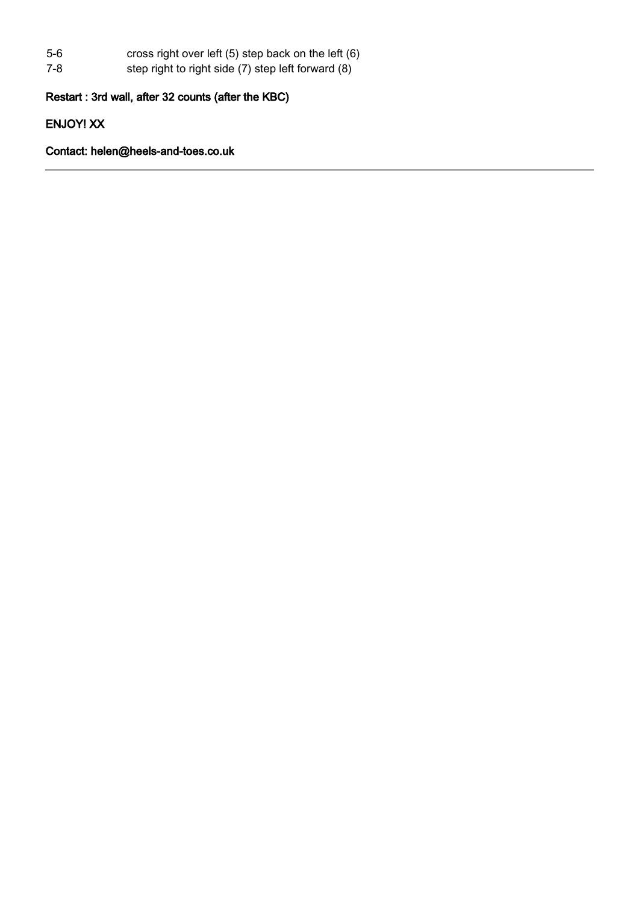| | |
|---|---|
| 5-6 | cross right over left (5) step back on the left (6) |
| 7-8 | step right to right side (7) step left forward (8) |

**Restart : 3rd wall, after 32 counts (after the KBC)**

**ENJOY! XX**

**Contact: helen@heels-and-toes.co.uk**

---